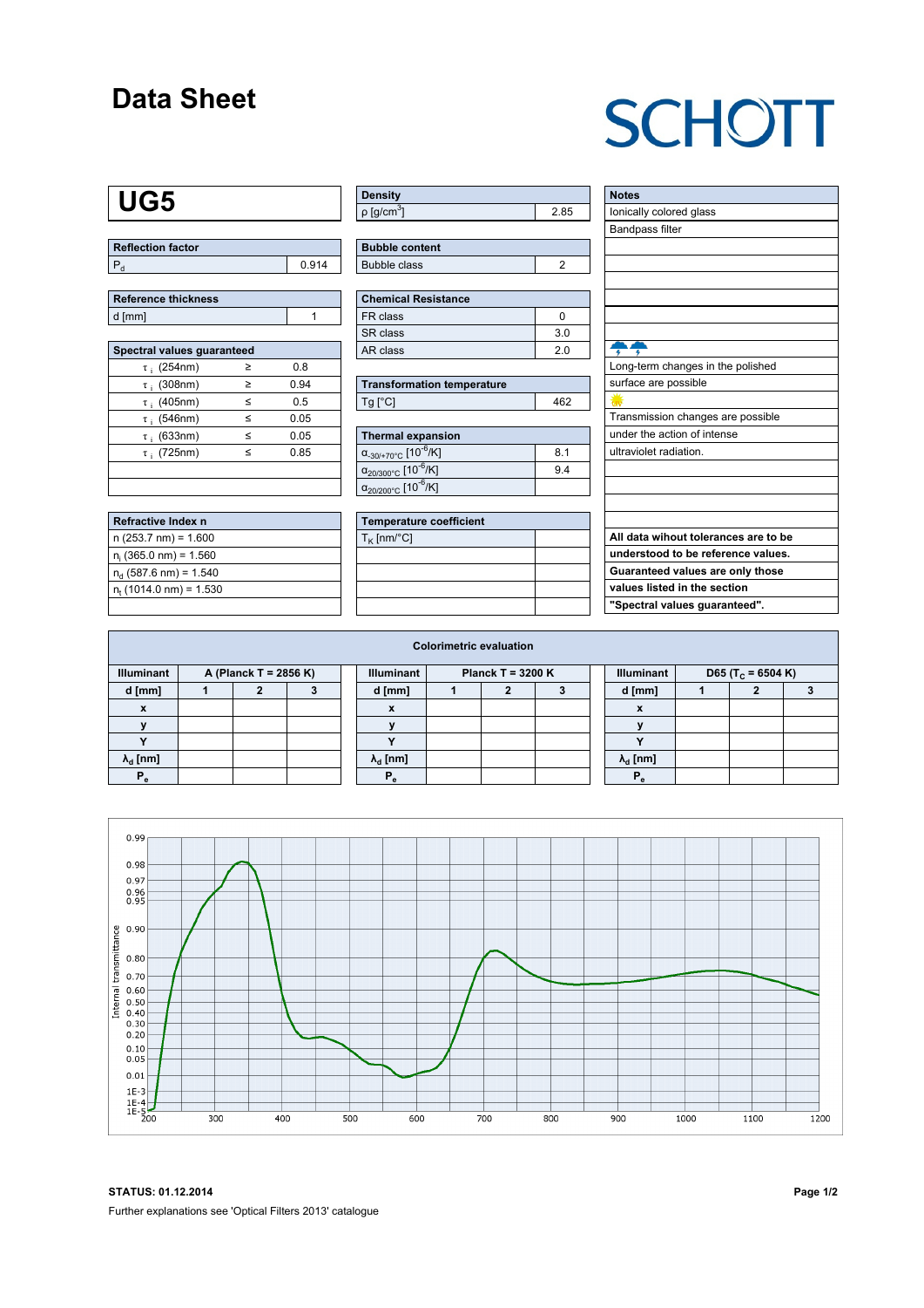# Data Sheet

SCHOTT

# UG5

| Reflection factor | |
|---|---|
| $P_d$ | 0.914 |

| Reference thickness | |
|---|---|
| d [mm] | 1 |

| Spectral values guaranteed | | |
|---|---|---|
| $\tau_i$ (254nm) | ≥ | 0.8 |
| $\tau_i$ (308nm) | ≥ | 0.94 |
| $\tau_i$ (405nm) | ≤ | 0.5 |
| $\tau_i$ (546nm) | ≤ | 0.05 |
| $\tau_i$ (633nm) | ≤ | 0.05 |
| $\tau_i$ (725nm) | ≤ | 0.85 |

| Refractive Index n |
|---|
| n (253.7 nm) = 1.600 |
| $n_i$ (365.0 nm) = 1.560 |
| $n_d$ (587.6 nm) = 1.540 |
| $n_t$ (1014.0 nm) = 1.530 |

| Density | |
|---|---|
| ρ [g/cm$^3$] | 2.85 |

| Bubble content | |
|---|---|
| Bubble class | 2 |

| Chemical Resistance | |
|---|---|
| FR class | 0 |
| SR class | 3.0 |
| AR class | 2.0 |

| Transformation temperature | |
|---|---|
| Tg [°C] | 462 |

| Thermal expansion | |
|---|---|
| $\alpha_{-30/+70°C}$ [$10^{-6}$/K] | 8.1 |
| $\alpha_{20/300°C}$ [$10^{-6}$/K] | 9.4 |
| $\alpha_{20/200°C}$ [$10^{-6}$/K] | |

| Temperature coefficient | |
|---|---|
| $T_K$ [nm/°C] | |

| Notes |
|---|
| Ionically colored glass |
| Bandpass filter |
| Long-term changes in the polished surface are possible |
| Transmission changes are possible under the action of intense ultraviolet radiation. |

**All data wihout tolerances are to be understood to be reference values. Guaranteed values are only those values listed in the section "Spectral values guaranteed".**

## Colorimetric evaluation

| Illuminant | A (Planck T = 2856 K) | | | Illuminant | Planck T = 3200 K | | | Illuminant | D65 ($T_C$ = 6504 K) | | |
|---|---|---|---|---|---|---|---|---|---|---|---|
| d [mm] | 1 | 2 | 3 | d [mm] | 1 | 2 | 3 | d [mm] | 1 | 2 | 3 |
| x | | | | x | | | | x | | | |
| y | | | | y | | | | y | | | |
| Y | | | | Y | | | | Y | | | |
| $\lambda_d$ [nm] | | | | $\lambda_d$ [nm] | | | | $\lambda_d$ [nm] | | | |
| $P_e$ | | | | $P_e$ | | | | $P_e$ | | | |

**STATUS: 01.12.2014**

Further explanations see 'Optical Filters 2013' catalogue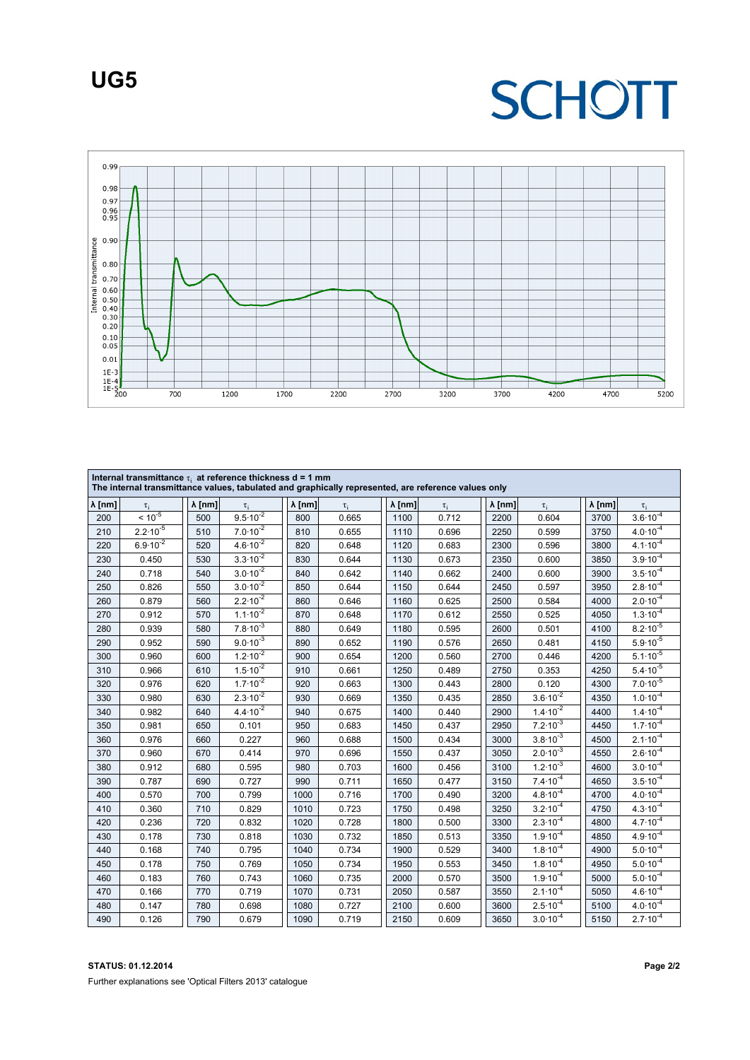# UG5

SCHOTT

0.99
0.98
0.97
0.96
0.95
0.90
0.80
0.70
0.60
0.50
0.40
0.30
0.20
0.10
0.05
0.01
1E-3
1E-4
1E-5
Internal transmittance
200
700
1200
1700
2200
2700
3200
3700
4200
4700
5200

**Internal transmittance $\tau_i$ at reference thickness d = 1 mm**
**The internal transmittance values, tabulated and graphically represented, are reference values only**

| λ [nm] | $\tau_i$ | λ [nm] | $\tau_i$ | λ [nm] | $\tau_i$ | λ [nm] | $\tau_i$ | λ [nm] | $\tau_i$ | λ [nm] | $\tau_i$ |
|---|---|---|---|---|---|---|---|---|---|---|---|
| 200 | $< 10^{-5}$ | 500 | $9.5 \cdot 10^{-2}$ | 800 | 0.665 | 1100 | 0.712 | 2200 | 0.604 | 3700 | $3.6 \cdot 10^{-4}$ |
| 210 | $2.2 \cdot 10^{-5}$ | 510 | $7.0 \cdot 10^{-2}$ | 810 | 0.655 | 1110 | 0.696 | 2250 | 0.599 | 3750 | $4.0 \cdot 10^{-4}$ |
| 220 | $6.9 \cdot 10^{-2}$ | 520 | $4.6 \cdot 10^{-2}$ | 820 | 0.648 | 1120 | 0.683 | 2300 | 0.596 | 3800 | $4.1 \cdot 10^{-4}$ |
| 230 | 0.450 | 530 | $3.3 \cdot 10^{-2}$ | 830 | 0.644 | 1130 | 0.673 | 2350 | 0.600 | 3850 | $3.9 \cdot 10^{-4}$ |
| 240 | 0.718 | 540 | $3.0 \cdot 10^{-2}$ | 840 | 0.642 | 1140 | 0.662 | 2400 | 0.600 | 3900 | $3.5 \cdot 10^{-4}$ |
| 250 | 0.826 | 550 | $3.0 \cdot 10^{-2}$ | 850 | 0.644 | 1150 | 0.644 | 2450 | 0.597 | 3950 | $2.8 \cdot 10^{-4}$ |
| 260 | 0.879 | 560 | $2.2 \cdot 10^{-2}$ | 860 | 0.646 | 1160 | 0.625 | 2500 | 0.584 | 4000 | $2.0 \cdot 10^{-4}$ |
| 270 | 0.912 | 570 | $1.1 \cdot 10^{-2}$ | 870 | 0.648 | 1170 | 0.612 | 2550 | 0.525 | 4050 | $1.3 \cdot 10^{-4}$ |
| 280 | 0.939 | 580 | $7.8 \cdot 10^{-3}$ | 880 | 0.649 | 1180 | 0.595 | 2600 | 0.501 | 4100 | $8.2 \cdot 10^{-5}$ |
| 290 | 0.952 | 590 | $9.0 \cdot 10^{-3}$ | 890 | 0.652 | 1190 | 0.576 | 2650 | 0.481 | 4150 | $5.9 \cdot 10^{-5}$ |
| 300 | 0.960 | 600 | $1.2 \cdot 10^{-2}$ | 900 | 0.654 | 1200 | 0.560 | 2700 | 0.446 | 4200 | $5.1 \cdot 10^{-5}$ |
| 310 | 0.966 | 610 | $1.5 \cdot 10^{-2}$ | 910 | 0.661 | 1250 | 0.489 | 2750 | 0.353 | 4250 | $5.4 \cdot 10^{-5}$ |
| 320 | 0.976 | 620 | $1.7 \cdot 10^{-2}$ | 920 | 0.663 | 1300 | 0.443 | 2800 | 0.120 | 4300 | $7.0 \cdot 10^{-5}$ |
| 330 | 0.980 | 630 | $2.3 \cdot 10^{-2}$ | 930 | 0.669 | 1350 | 0.435 | 2850 | $3.6 \cdot 10^{-2}$ | 4350 | $1.0 \cdot 10^{-4}$ |
| 340 | 0.982 | 640 | $4.4 \cdot 10^{-2}$ | 940 | 0.675 | 1400 | 0.440 | 2900 | $1.4 \cdot 10^{-2}$ | 4400 | $1.4 \cdot 10^{-4}$ |
| 350 | 0.981 | 650 | 0.101 | 950 | 0.683 | 1450 | 0.437 | 2950 | $7.2 \cdot 10^{-3}$ | 4450 | $1.7 \cdot 10^{-4}$ |
| 360 | 0.976 | 660 | 0.227 | 960 | 0.688 | 1500 | 0.434 | 3000 | $3.8 \cdot 10^{-3}$ | 4500 | $2.1 \cdot 10^{-4}$ |
| 370 | 0.960 | 670 | 0.414 | 970 | 0.696 | 1550 | 0.437 | 3050 | $2.0 \cdot 10^{-3}$ | 4550 | $2.6 \cdot 10^{-4}$ |
| 380 | 0.912 | 680 | 0.595 | 980 | 0.703 | 1600 | 0.456 | 3100 | $1.2 \cdot 10^{-3}$ | 4600 | $3.0 \cdot 10^{-4}$ |
| 390 | 0.787 | 690 | 0.727 | 990 | 0.711 | 1650 | 0.477 | 3150 | $7.4 \cdot 10^{-4}$ | 4650 | $3.5 \cdot 10^{-4}$ |
| 400 | 0.570 | 700 | 0.799 | 1000 | 0.716 | 1700 | 0.490 | 3200 | $4.8 \cdot 10^{-4}$ | 4700 | $4.0 \cdot 10^{-4}$ |
| 410 | 0.360 | 710 | 0.829 | 1010 | 0.723 | 1750 | 0.498 | 3250 | $3.2 \cdot 10^{-4}$ | 4750 | $4.3 \cdot 10^{-4}$ |
| 420 | 0.236 | 720 | 0.832 | 1020 | 0.728 | 1800 | 0.500 | 3300 | $2.3 \cdot 10^{-4}$ | 4800 | $4.7 \cdot 10^{-4}$ |
| 430 | 0.178 | 730 | 0.818 | 1030 | 0.732 | 1850 | 0.513 | 3350 | $1.9 \cdot 10^{-4}$ | 4850 | $4.9 \cdot 10^{-4}$ |
| 440 | 0.168 | 740 | 0.795 | 1040 | 0.734 | 1900 | 0.529 | 3400 | $1.8 \cdot 10^{-4}$ | 4900 | $5.0 \cdot 10^{-4}$ |
| 450 | 0.178 | 750 | 0.769 | 1050 | 0.734 | 1950 | 0.553 | 3450 | $1.8 \cdot 10^{-4}$ | 4950 | $5.0 \cdot 10^{-4}$ |
| 460 | 0.183 | 760 | 0.743 | 1060 | 0.735 | 2000 | 0.570 | 3500 | $1.9 \cdot 10^{-4}$ | 5000 | $5.0 \cdot 10^{-4}$ |
| 470 | 0.166 | 770 | 0.719 | 1070 | 0.731 | 2050 | 0.587 | 3550 | $2.1 \cdot 10^{-4}$ | 5050 | $4.6 \cdot 10^{-4}$ |
| 480 | 0.147 | 780 | 0.698 | 1080 | 0.727 | 2100 | 0.600 | 3600 | $2.5 \cdot 10^{-4}$ | 5100 | $4.0 \cdot 10^{-4}$ |
| 490 | 0.126 | 790 | 0.679 | 1090 | 0.719 | 2150 | 0.609 | 3650 | $3.0 \cdot 10^{-4}$ | 5150 | $2.7 \cdot 10^{-4}$ |

**STATUS: 01.12.2014**

Further explanations see 'Optical Filters 2013' catalogue